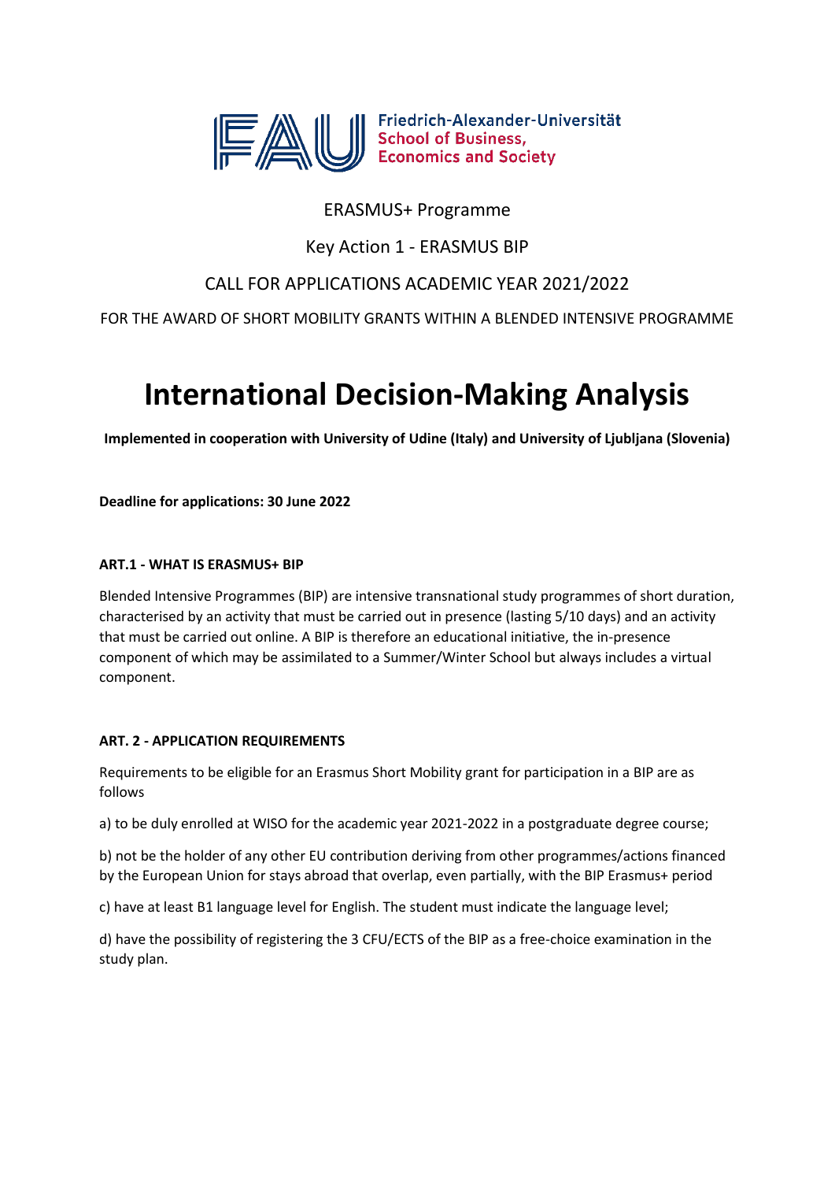Friedrich-Alexander-Universität
School of Business, Economics and Society

ERASMUS+ Programme

Key Action 1 - ERASMUS BIP

CALL FOR APPLICATIONS ACADEMIC YEAR 2021/2022

FOR THE AWARD OF SHORT MOBILITY GRANTS WITHIN A BLENDED INTENSIVE PROGRAMME

# International Decision-Making Analysis

**Implemented in cooperation with University of Udine (Italy) and University of Ljubljana (Slovenia)**

**Deadline for applications: 30 June 2022**

**ART.1 - WHAT IS ERASMUS+ BIP**

Blended Intensive Programmes (BIP) are intensive transnational study programmes of short duration, characterised by an activity that must be carried out in presence (lasting 5/10 days) and an activity that must be carried out online. A BIP is therefore an educational initiative, the in-presence component of which may be assimilated to a Summer/Winter School but always includes a virtual component.

**ART. 2 - APPLICATION REQUIREMENTS**

Requirements to be eligible for an Erasmus Short Mobility grant for participation in a BIP are as follows

a) to be duly enrolled at WISO for the academic year 2021-2022 in a postgraduate degree course;

b) not be the holder of any other EU contribution deriving from other programmes/actions financed by the European Union for stays abroad that overlap, even partially, with the BIP Erasmus+ period

c) have at least B1 language level for English. The student must indicate the language level;

d) have the possibility of registering the 3 CFU/ECTS of the BIP as a free-choice examination in the study plan.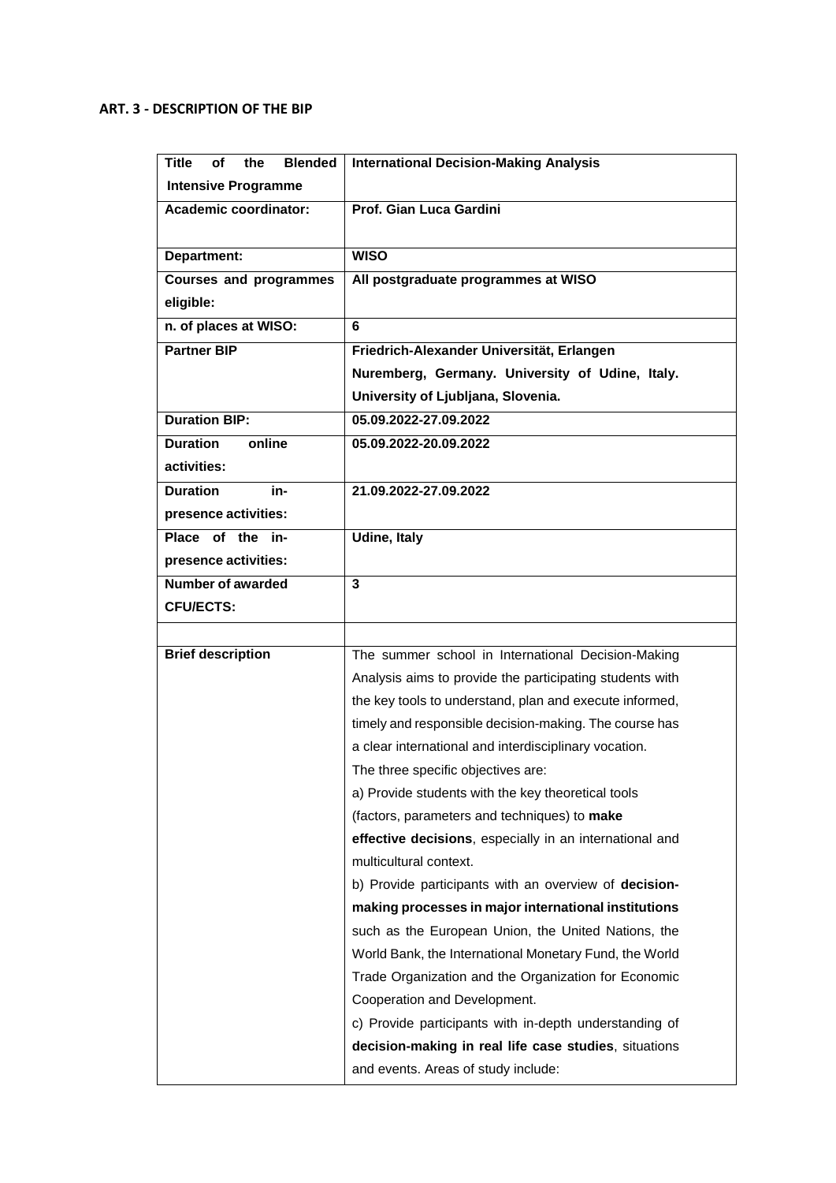### ART. 3 - DESCRIPTION OF THE BIP

| | |
|---|---|
| **Title of the Blended Intensive Programme** | **International Decision-Making Analysis** |
| **Academic coordinator:** | **Prof. Gian Luca Gardini** |
| **Department:** | **WISO** |
| **Courses and programmes eligible:** | **All postgraduate programmes at WISO** |
| **n. of places at WISO:** | **6** |
| **Partner BIP** | **Friedrich-Alexander Universität, Erlangen Nuremberg, Germany. University of Udine, Italy. University of Ljubljana, Slovenia.** |
| **Duration BIP:** | **05.09.2022-27.09.2022** |
| **Duration online activities:** | **05.09.2022-20.09.2022** |
| **Duration in-presence activities:** | **21.09.2022-27.09.2022** |
| **Place of the in-presence activities:** | **Udine, Italy** |
| **Number of awarded CFU/ECTS:** | **3** |
| | |
| **Brief description** | The summer school in International Decision-Making Analysis aims to provide the participating students with the key tools to understand, plan and execute informed, timely and responsible decision-making. The course has a clear international and interdisciplinary vocation.<br>The three specific objectives are:<br>a) Provide students with the key theoretical tools (factors, parameters and techniques) to **make effective decisions**, especially in an international and multicultural context.<br>b) Provide participants with an overview of **decision-making processes in major international institutions** such as the European Union, the United Nations, the World Bank, the International Monetary Fund, the World Trade Organization and the Organization for Economic Cooperation and Development.<br>c) Provide participants with in-depth understanding of **decision-making in real life case studies**, situations and events. Areas of study include: |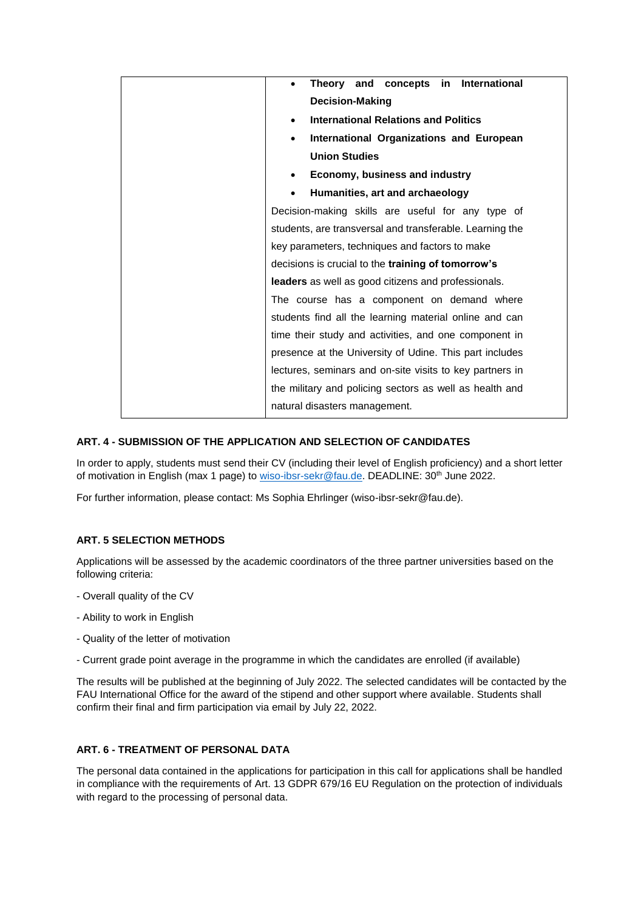| | • **Theory and concepts in International Decision-Making**<br>• **International Relations and Politics**<br>• **International Organizations and European Union Studies**<br>• **Economy, business and industry**<br>• **Humanities, art and archaeology**<br>Decision-making skills are useful for any type of students, are transversal and transferable. Learning the key parameters, techniques and factors to make decisions is crucial to the **training of tomorrow's leaders** as well as good citizens and professionals.<br>The course has a component on demand where students find all the learning material online and can time their study and activities, and one component in presence at the University of Udine. This part includes lectures, seminars and on-site visits to key partners in the military and policing sectors as well as health and natural disasters management. |
|---|---|

**ART. 4 - SUBMISSION OF THE APPLICATION AND SELECTION OF CANDIDATES**

In order to apply, students must send their CV (including their level of English proficiency) and a short letter of motivation in English (max 1 page) to wiso-ibsr-sekr@fau.de. DEADLINE: 30th June 2022.

For further information, please contact: Ms Sophia Ehrlinger (wiso-ibsr-sekr@fau.de).

**ART. 5 SELECTION METHODS**

Applications will be assessed by the academic coordinators of the three partner universities based on the following criteria:

- Overall quality of the CV
- Ability to work in English
- Quality of the letter of motivation
- Current grade point average in the programme in which the candidates are enrolled (if available)

The results will be published at the beginning of July 2022. The selected candidates will be contacted by the FAU International Office for the award of the stipend and other support where available. Students shall confirm their final and firm participation via email by July 22, 2022.

**ART. 6 - TREATMENT OF PERSONAL DATA**

The personal data contained in the applications for participation in this call for applications shall be handled in compliance with the requirements of Art. 13 GDPR 679/16 EU Regulation on the protection of individuals with regard to the processing of personal data.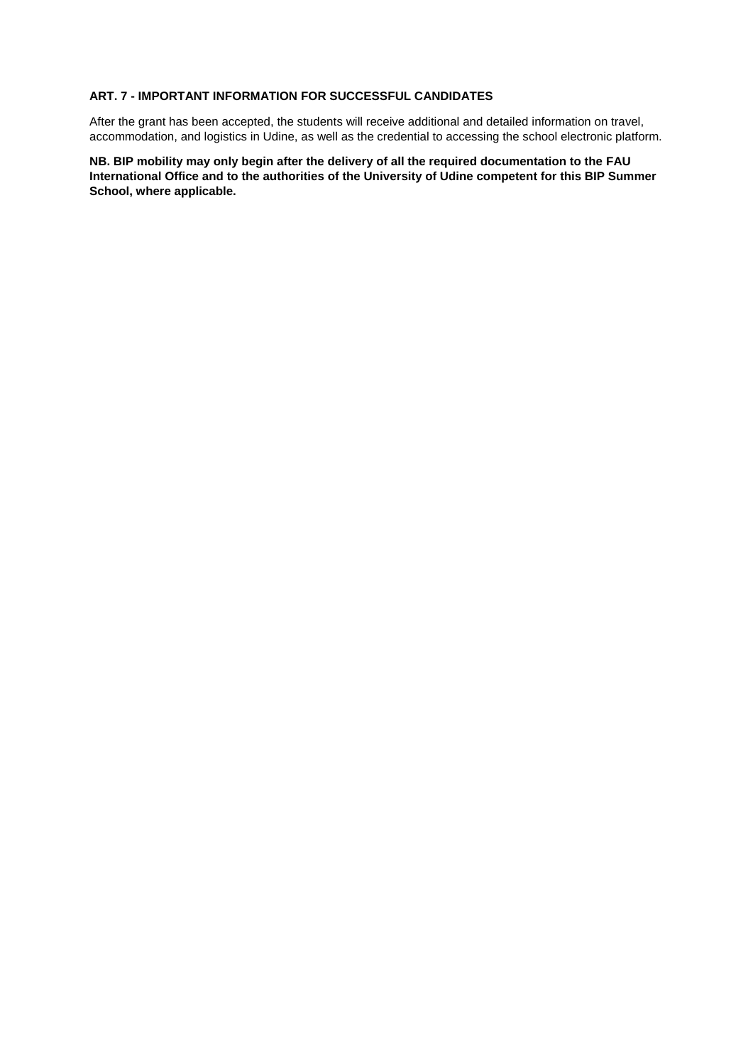### ART. 7 - IMPORTANT INFORMATION FOR SUCCESSFUL CANDIDATES

After the grant has been accepted, the students will receive additional and detailed information on travel, accommodation, and logistics in Udine, as well as the credential to accessing the school electronic platform.

**NB. BIP mobility may only begin after the delivery of all the required documentation to the FAU International Office and to the authorities of the University of Udine competent for this BIP Summer School, where applicable.**